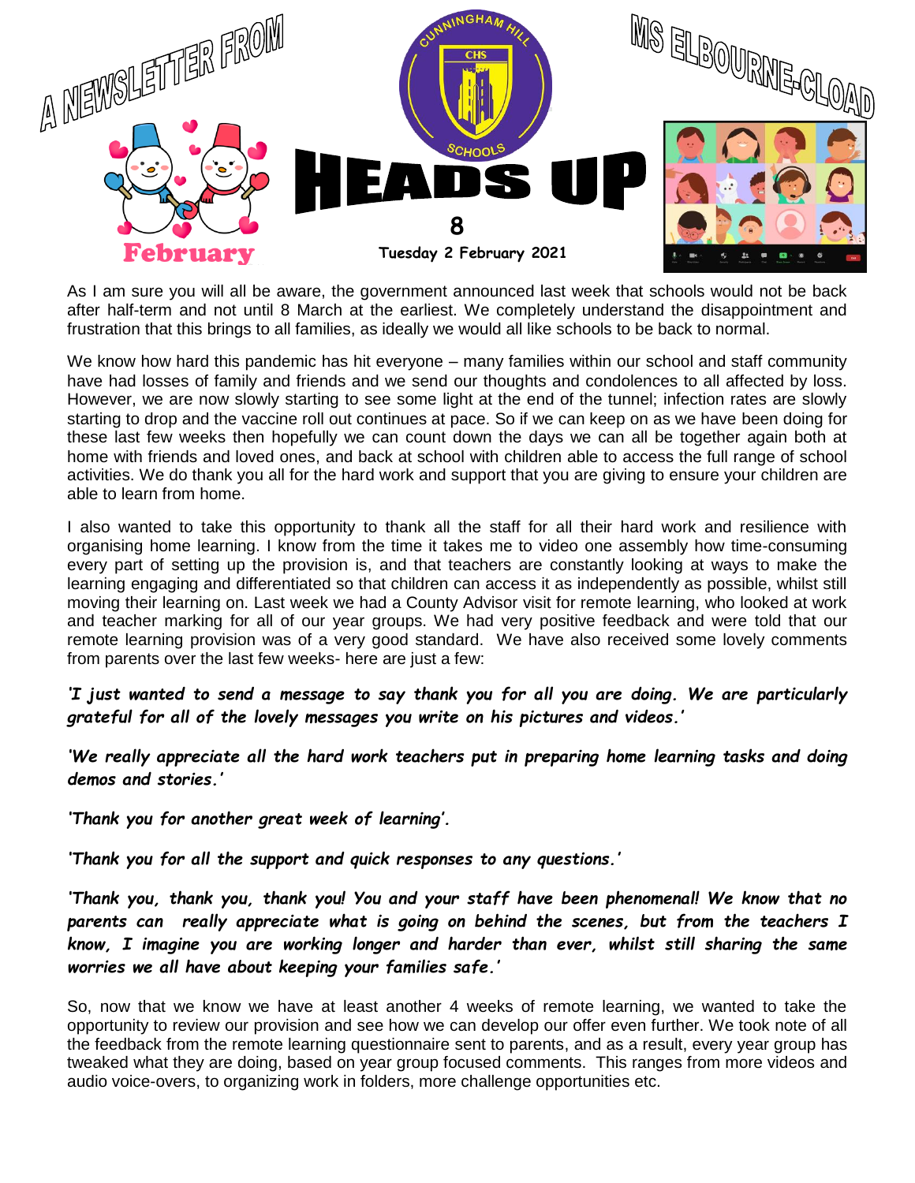A NEWSLETTER FROM MS ELBOURNE-CLOAD

Cunningham Hill Schools

# HEADS UP

**8**

**Tuesday 2 February 2021**

February

As I am sure you will all be aware, the government announced last week that schools would not be back after half-term and not until 8 March at the earliest. We completely understand the disappointment and frustration that this brings to all families, as ideally we would all like schools to be back to normal.

We know how hard this pandemic has hit everyone – many families within our school and staff community have had losses of family and friends and we send our thoughts and condolences to all affected by loss. However, we are now slowly starting to see some light at the end of the tunnel; infection rates are slowly starting to drop and the vaccine roll out continues at pace. So if we can keep on as we have been doing for these last few weeks then hopefully we can count down the days we can all be together again both at home with friends and loved ones, and back at school with children able to access the full range of school activities. We do thank you all for the hard work and support that you are giving to ensure your children are able to learn from home.

I also wanted to take this opportunity to thank all the staff for all their hard work and resilience with organising home learning. I know from the time it takes me to video one assembly how time-consuming every part of setting up the provision is, and that teachers are constantly looking at ways to make the learning engaging and differentiated so that children can access it as independently as possible, whilst still moving their learning on. Last week we had a County Advisor visit for remote learning, who looked at work and teacher marking for all of our year groups. We had very positive feedback and were told that our remote learning provision was of a very good standard. We have also received some lovely comments from parents over the last few weeks- here are just a few:

***'I just wanted to send a message to say thank you for all you are doing. We are particularly grateful for all of the lovely messages you write on his pictures and videos.'***

***'We really appreciate all the hard work teachers put in preparing home learning tasks and doing demos and stories.'***

***'Thank you for another great week of learning'.***

***'Thank you for all the support and quick responses to any questions.'***

***'Thank you, thank you, thank you! You and your staff have been phenomenal! We know that no parents can really appreciate what is going on behind the scenes, but from the teachers I know, I imagine you are working longer and harder than ever, whilst still sharing the same worries we all have about keeping your families safe.'***

So, now that we know we have at least another 4 weeks of remote learning, we wanted to take the opportunity to review our provision and see how we can develop our offer even further. We took note of all the feedback from the remote learning questionnaire sent to parents, and as a result, every year group has tweaked what they are doing, based on year group focused comments. This ranges from more videos and audio voice-overs, to organizing work in folders, more challenge opportunities etc.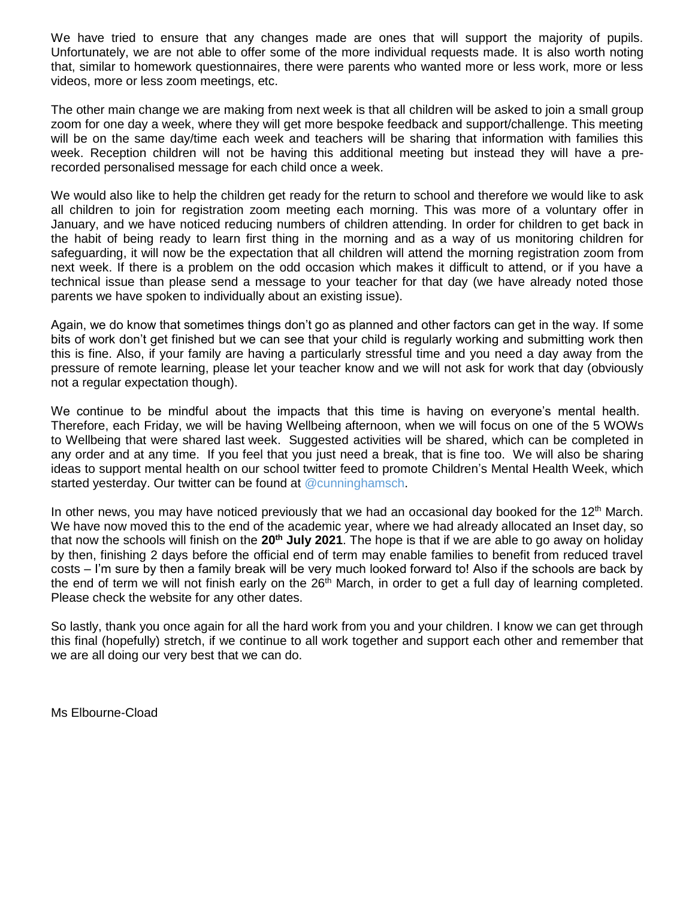We have tried to ensure that any changes made are ones that will support the majority of pupils. Unfortunately, we are not able to offer some of the more individual requests made. It is also worth noting that, similar to homework questionnaires, there were parents who wanted more or less work, more or less videos, more or less zoom meetings, etc.

The other main change we are making from next week is that all children will be asked to join a small group zoom for one day a week, where they will get more bespoke feedback and support/challenge. This meeting will be on the same day/time each week and teachers will be sharing that information with families this week. Reception children will not be having this additional meeting but instead they will have a pre-recorded personalised message for each child once a week.

We would also like to help the children get ready for the return to school and therefore we would like to ask all children to join for registration zoom meeting each morning. This was more of a voluntary offer in January, and we have noticed reducing numbers of children attending. In order for children to get back in the habit of being ready to learn first thing in the morning and as a way of us monitoring children for safeguarding, it will now be the expectation that all children will attend the morning registration zoom from next week. If there is a problem on the odd occasion which makes it difficult to attend, or if you have a technical issue than please send a message to your teacher for that day (we have already noted those parents we have spoken to individually about an existing issue).

Again, we do know that sometimes things don't go as planned and other factors can get in the way. If some bits of work don't get finished but we can see that your child is regularly working and submitting work then this is fine. Also, if your family are having a particularly stressful time and you need a day away from the pressure of remote learning, please let your teacher know and we will not ask for work that day (obviously not a regular expectation though).

We continue to be mindful about the impacts that this time is having on everyone's mental health. Therefore, each Friday, we will be having Wellbeing afternoon, when we will focus on one of the 5 WOWs to Wellbeing that were shared last week. Suggested activities will be shared, which can be completed in any order and at any time. If you feel that you just need a break, that is fine too. We will also be sharing ideas to support mental health on our school twitter feed to promote Children's Mental Health Week, which started yesterday. Our twitter can be found at @cunninghamsch.

In other news, you may have noticed previously that we had an occasional day booked for the 12th March. We have now moved this to the end of the academic year, where we had already allocated an Inset day, so that now the schools will finish on the **20th July 2021**. The hope is that if we are able to go away on holiday by then, finishing 2 days before the official end of term may enable families to benefit from reduced travel costs – I'm sure by then a family break will be very much looked forward to! Also if the schools are back by the end of term we will not finish early on the 26th March, in order to get a full day of learning completed. Please check the website for any other dates.

So lastly, thank you once again for all the hard work from you and your children. I know we can get through this final (hopefully) stretch, if we continue to all work together and support each other and remember that we are all doing our very best that we can do.

Ms Elbourne-Cload